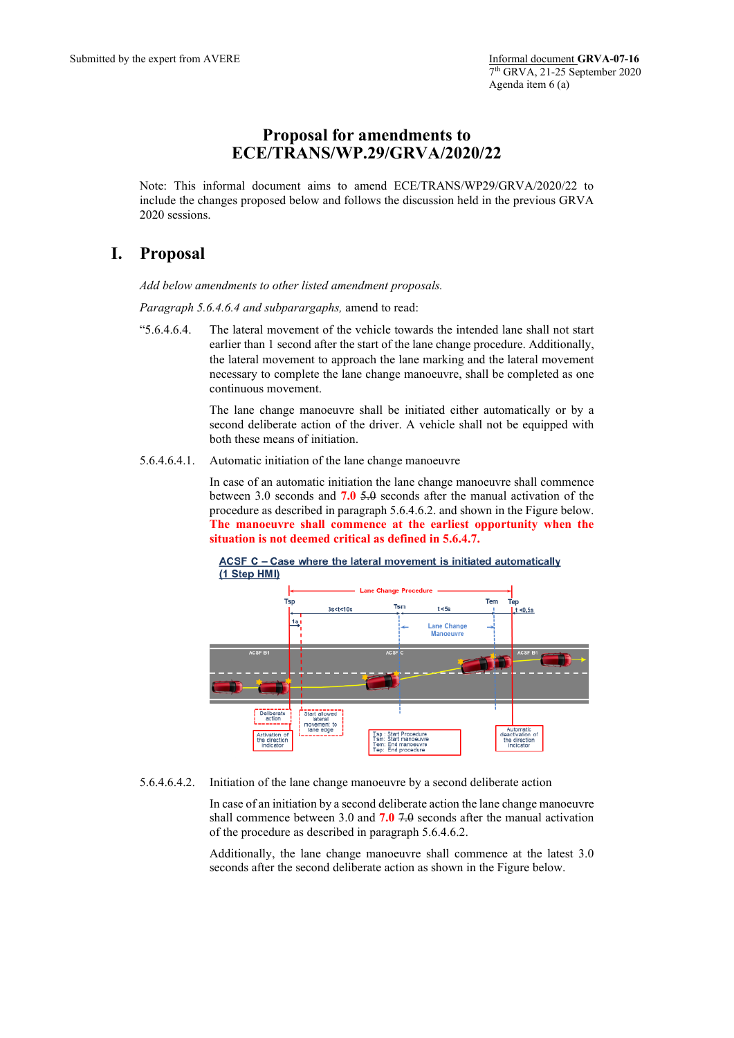Submitted by the expert from AVERE

Informal document **GRVA-07-16**
7th GRVA, 21-25 September 2020
Agenda item 6 (a)

# Proposal for amendments to ECE/TRANS/WP.29/GRVA/2020/22

Note: This informal document aims to amend ECE/TRANS/WP29/GRVA/2020/22 to include the changes proposed below and follows the discussion held in the previous GRVA 2020 sessions.

## I. Proposal

*Add below amendments to other listed amendment proposals.*

*Paragraph 5.6.4.6.4 and subparargaphs,* amend to read:

"5.6.4.6.4. The lateral movement of the vehicle towards the intended lane shall not start earlier than 1 second after the start of the lane change procedure. Additionally, the lateral movement to approach the lane marking and the lateral movement necessary to complete the lane change manoeuvre, shall be completed as one continuous movement.

The lane change manoeuvre shall be initiated either automatically or by a second deliberate action of the driver. A vehicle shall not be equipped with both these means of initiation.

5.6.4.6.4.1. Automatic initiation of the lane change manoeuvre

In case of an automatic initiation the lane change manoeuvre shall commence between 3.0 seconds and **7.0** ~~5.0~~ seconds after the manual activation of the procedure as described in paragraph 5.6.4.6.2. and shown in the Figure below. **The manoeuvre shall commence at the earliest opportunity when the situation is not deemed critical as defined in 5.6.4.7.**

ACSF C – Case where the lateral movement is initiated automatically (1 Step HMI)

5.6.4.6.4.2. Initiation of the lane change manoeuvre by a second deliberate action

In case of an initiation by a second deliberate action the lane change manoeuvre shall commence between 3.0 and **7.0** ~~7.0~~ seconds after the manual activation of the procedure as described in paragraph 5.6.4.6.2.

Additionally, the lane change manoeuvre shall commence at the latest 3.0 seconds after the second deliberate action as shown in the Figure below.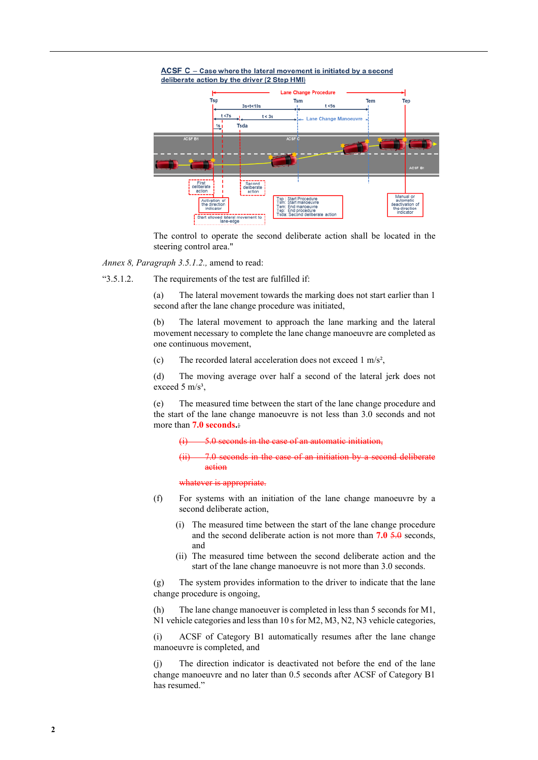ACSF C – Case where the lateral movement is initiated by a second deliberate action by the driver (2 Step HMI)

The control to operate the second deliberate action shall be located in the steering control area."

*Annex 8, Paragraph 3.5.1.2.,* amend to read:

"3.5.1.2. The requirements of the test are fulfilled if:

(a) The lateral movement towards the marking does not start earlier than 1 second after the lane change procedure was initiated,

(b) The lateral movement to approach the lane marking and the lateral movement necessary to complete the lane change manoeuvre are completed as one continuous movement,

(c) The recorded lateral acceleration does not exceed 1 m/s²,

(d) The moving average over half a second of the lateral jerk does not exceed 5 m/s³,

(e) The measured time between the start of the lane change procedure and the start of the lane change manoeuvre is not less than 3.0 seconds and not more than **7.0 seconds.**~~:~~

~~(i) 5.0 seconds in the case of an automatic initiation,~~

~~(ii) 7.0 seconds in the case of an initiation by a second deliberate action~~

~~whatever is appropriate.~~

(f) For systems with an initiation of the lane change manoeuvre by a second deliberate action,

(i) The measured time between the start of the lane change procedure and the second deliberate action is not more than **7.0** ~~5.0~~ seconds, and

(ii) The measured time between the second deliberate action and the start of the lane change manoeuvre is not more than 3.0 seconds.

(g) The system provides information to the driver to indicate that the lane change procedure is ongoing,

(h) The lane change manoeuver is completed in less than 5 seconds for M1, N1 vehicle categories and less than 10 s for M2, M3, N2, N3 vehicle categories,

(i) ACSF of Category B1 automatically resumes after the lane change manoeuvre is completed, and

(j) The direction indicator is deactivated not before the end of the lane change manoeuvre and no later than 0.5 seconds after ACSF of Category B1 has resumed."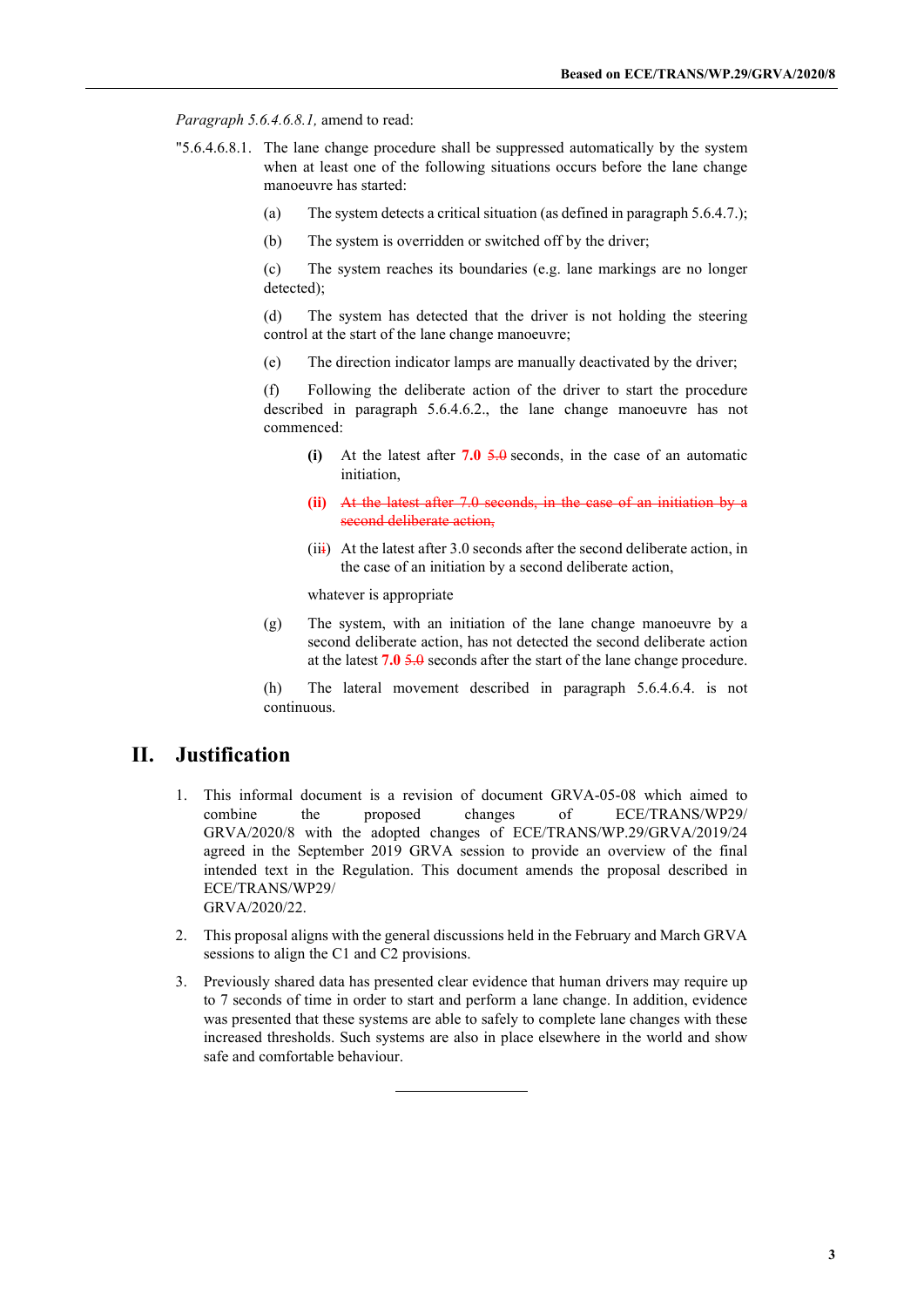*Paragraph 5.6.4.6.8.1,* amend to read:

"5.6.4.6.8.1. The lane change procedure shall be suppressed automatically by the system when at least one of the following situations occurs before the lane change manoeuvre has started:

(a) The system detects a critical situation (as defined in paragraph 5.6.4.7.);

(b) The system is overridden or switched off by the driver;

(c) The system reaches its boundaries (e.g. lane markings are no longer detected);

(d) The system has detected that the driver is not holding the steering control at the start of the lane change manoeuvre;

(e) The direction indicator lamps are manually deactivated by the driver;

(f) Following the deliberate action of the driver to start the procedure described in paragraph 5.6.4.6.2., the lane change manoeuvre has not commenced:

**(i)** At the latest after **7.0** ~~5.0~~ seconds, in the case of an automatic initiation,

**(ii)** ~~At the latest after 7.0 seconds, in the case of an initiation by a second deliberate action,~~

(ii~~i~~) At the latest after 3.0 seconds after the second deliberate action, in the case of an initiation by a second deliberate action,

whatever is appropriate

(g) The system, with an initiation of the lane change manoeuvre by a second deliberate action, has not detected the second deliberate action at the latest **7.0** ~~5.0~~ seconds after the start of the lane change procedure.

(h) The lateral movement described in paragraph 5.6.4.6.4. is not continuous.

# II. Justification

1. This informal document is a revision of document GRVA-05-08 which aimed to combine the proposed changes of ECE/TRANS/WP29/ GRVA/2020/8 with the adopted changes of ECE/TRANS/WP.29/GRVA/2019/24 agreed in the September 2019 GRVA session to provide an overview of the final intended text in the Regulation. This document amends the proposal described in ECE/TRANS/WP29/ GRVA/2020/22.

2. This proposal aligns with the general discussions held in the February and March GRVA sessions to align the C1 and C2 provisions.

3. Previously shared data has presented clear evidence that human drivers may require up to 7 seconds of time in order to start and perform a lane change. In addition, evidence was presented that these systems are able to safely to complete lane changes with these increased thresholds. Such systems are also in place elsewhere in the world and show safe and comfortable behaviour.